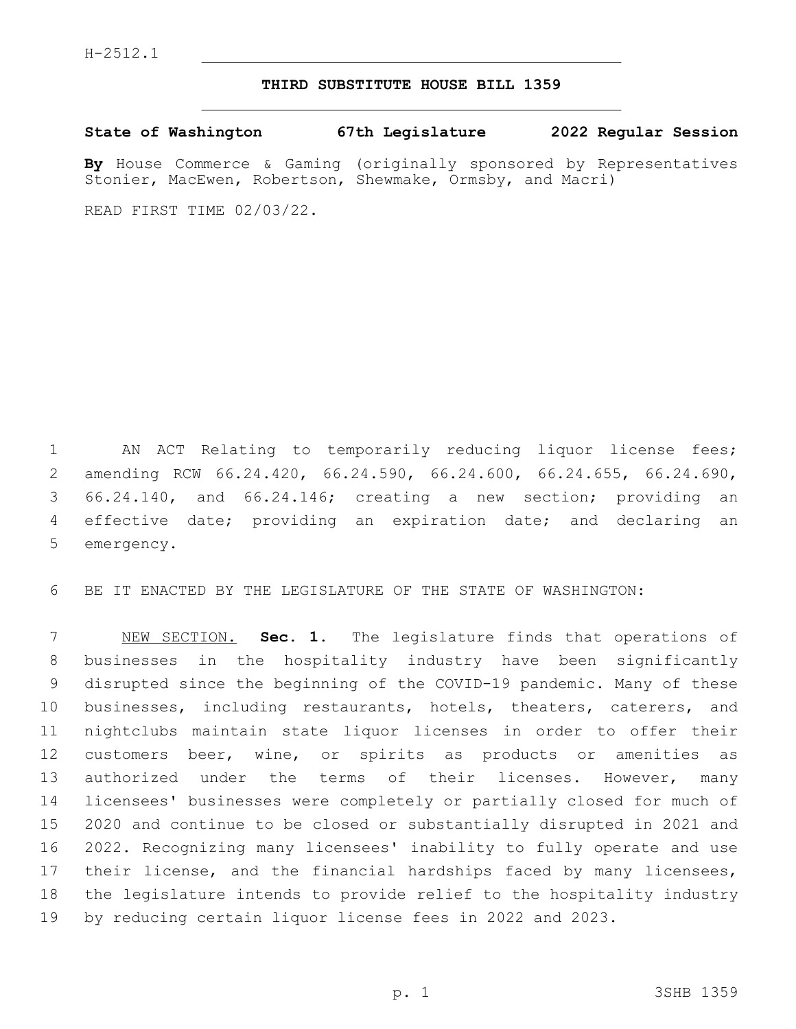H-2512.1

# THIRD SUBSTITUTE HOUSE BILL 1359

**State of Washington 67th Legislature 2022 Regular Session**

**By** House Commerce & Gaming (originally sponsored by Representatives Stonier, MacEwen, Robertson, Shewmake, Ormsby, and Macri)

READ FIRST TIME 02/03/22.

AN ACT Relating to temporarily reducing liquor license fees; amending RCW 66.24.420, 66.24.590, 66.24.600, 66.24.655, 66.24.690, 66.24.140, and 66.24.146; creating a new section; providing an effective date; providing an expiration date; and declaring an emergency.

BE IT ENACTED BY THE LEGISLATURE OF THE STATE OF WASHINGTON:

NEW SECTION. **Sec. 1.** The legislature finds that operations of businesses in the hospitality industry have been significantly disrupted since the beginning of the COVID-19 pandemic. Many of these businesses, including restaurants, hotels, theaters, caterers, and nightclubs maintain state liquor licenses in order to offer their customers beer, wine, or spirits as products or amenities as authorized under the terms of their licenses. However, many licensees' businesses were completely or partially closed for much of 2020 and continue to be closed or substantially disrupted in 2021 and 2022. Recognizing many licensees' inability to fully operate and use their license, and the financial hardships faced by many licensees, the legislature intends to provide relief to the hospitality industry by reducing certain liquor license fees in 2022 and 2023.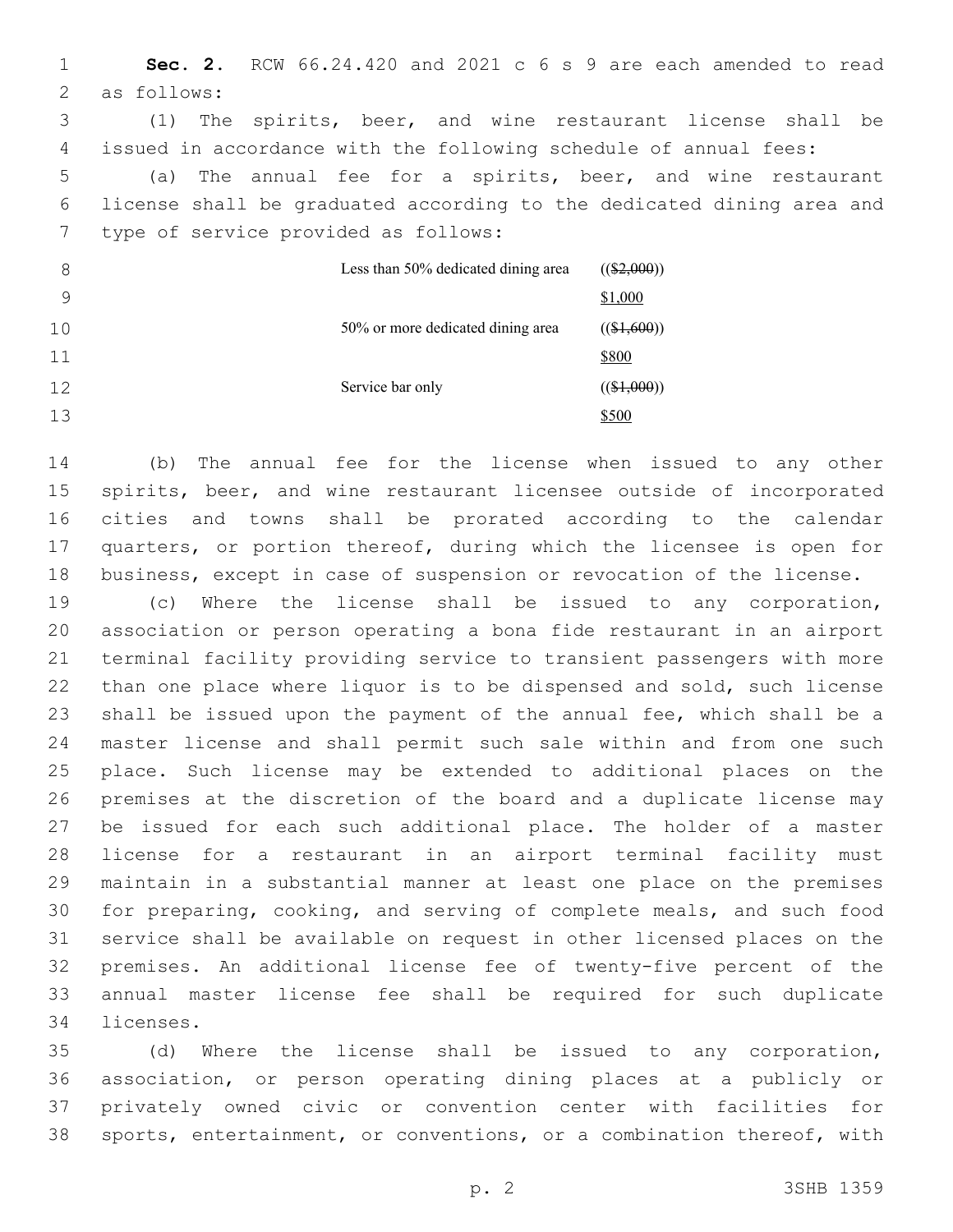**Sec. 2.** RCW 66.24.420 and 2021 c 6 s 9 are each amended to read as follows:

(1) The spirits, beer, and wine restaurant license shall be issued in accordance with the following schedule of annual fees:

(a) The annual fee for a spirits, beer, and wine restaurant license shall be graduated according to the dedicated dining area and type of service provided as follows:

| | |
|---|---|
| Less than 50% dedicated dining area | (($2,000)) $1,000 |
| 50% or more dedicated dining area | (($1,600)) $800 |
| Service bar only | (($1,000)) $500 |

(b) The annual fee for the license when issued to any other spirits, beer, and wine restaurant licensee outside of incorporated cities and towns shall be prorated according to the calendar quarters, or portion thereof, during which the licensee is open for business, except in case of suspension or revocation of the license.

(c) Where the license shall be issued to any corporation, association or person operating a bona fide restaurant in an airport terminal facility providing service to transient passengers with more than one place where liquor is to be dispensed and sold, such license shall be issued upon the payment of the annual fee, which shall be a master license and shall permit such sale within and from one such place. Such license may be extended to additional places on the premises at the discretion of the board and a duplicate license may be issued for each such additional place. The holder of a master license for a restaurant in an airport terminal facility must maintain in a substantial manner at least one place on the premises for preparing, cooking, and serving of complete meals, and such food service shall be available on request in other licensed places on the premises. An additional license fee of twenty-five percent of the annual master license fee shall be required for such duplicate licenses.

(d) Where the license shall be issued to any corporation, association, or person operating dining places at a publicly or privately owned civic or convention center with facilities for sports, entertainment, or conventions, or a combination thereof, with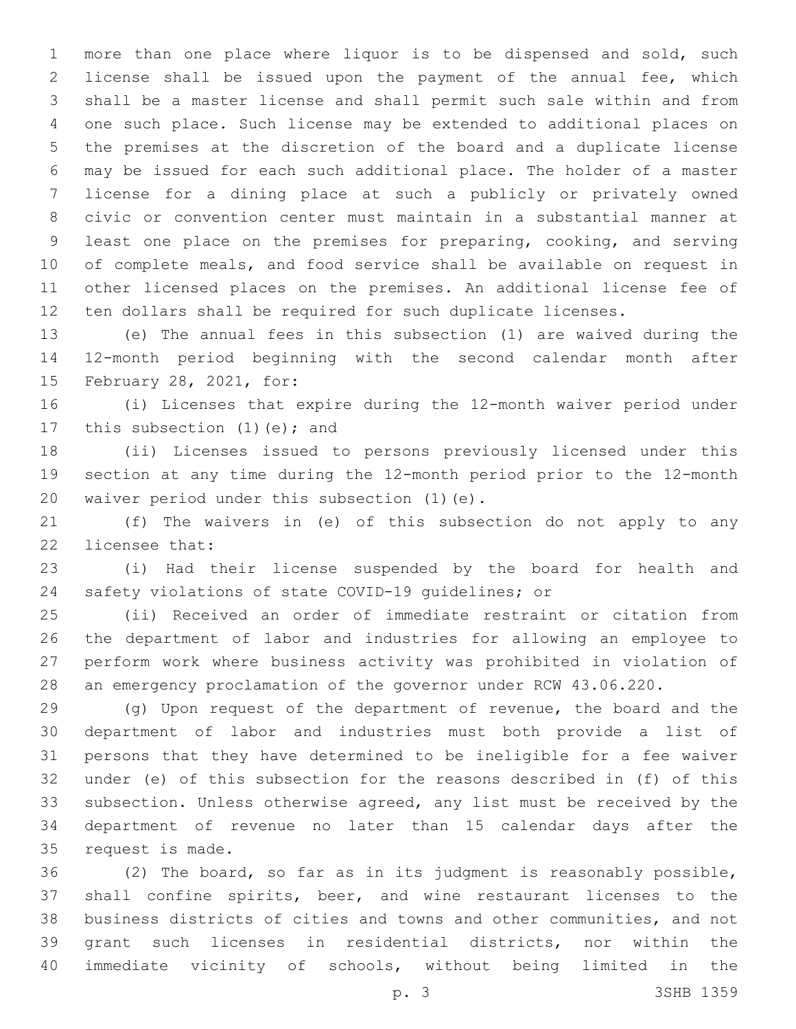more than one place where liquor is to be dispensed and sold, such license shall be issued upon the payment of the annual fee, which shall be a master license and shall permit such sale within and from one such place. Such license may be extended to additional places on the premises at the discretion of the board and a duplicate license may be issued for each such additional place. The holder of a master license for a dining place at such a publicly or privately owned civic or convention center must maintain in a substantial manner at least one place on the premises for preparing, cooking, and serving of complete meals, and food service shall be available on request in other licensed places on the premises. An additional license fee of ten dollars shall be required for such duplicate licenses.

(e) The annual fees in this subsection (1) are waived during the 12-month period beginning with the second calendar month after February 28, 2021, for:

(i) Licenses that expire during the 12-month waiver period under this subsection (1)(e); and

(ii) Licenses issued to persons previously licensed under this section at any time during the 12-month period prior to the 12-month waiver period under this subsection (1)(e).

(f) The waivers in (e) of this subsection do not apply to any licensee that:

(i) Had their license suspended by the board for health and safety violations of state COVID-19 guidelines; or

(ii) Received an order of immediate restraint or citation from the department of labor and industries for allowing an employee to perform work where business activity was prohibited in violation of an emergency proclamation of the governor under RCW 43.06.220.

(g) Upon request of the department of revenue, the board and the department of labor and industries must both provide a list of persons that they have determined to be ineligible for a fee waiver under (e) of this subsection for the reasons described in (f) of this subsection. Unless otherwise agreed, any list must be received by the department of revenue no later than 15 calendar days after the request is made.

(2) The board, so far as in its judgment is reasonably possible, shall confine spirits, beer, and wine restaurant licenses to the business districts of cities and towns and other communities, and not grant such licenses in residential districts, nor within the immediate vicinity of schools, without being limited in the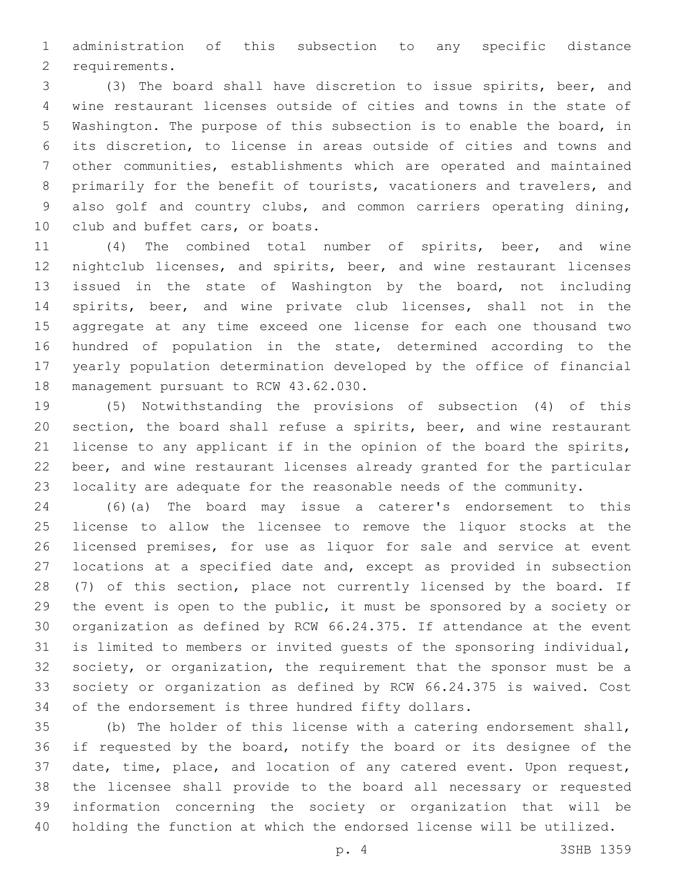administration of this subsection to any specific distance requirements.

(3) The board shall have discretion to issue spirits, beer, and wine restaurant licenses outside of cities and towns in the state of Washington. The purpose of this subsection is to enable the board, in its discretion, to license in areas outside of cities and towns and other communities, establishments which are operated and maintained primarily for the benefit of tourists, vacationers and travelers, and also golf and country clubs, and common carriers operating dining, club and buffet cars, or boats.

(4) The combined total number of spirits, beer, and wine nightclub licenses, and spirits, beer, and wine restaurant licenses issued in the state of Washington by the board, not including spirits, beer, and wine private club licenses, shall not in the aggregate at any time exceed one license for each one thousand two hundred of population in the state, determined according to the yearly population determination developed by the office of financial management pursuant to RCW 43.62.030.

(5) Notwithstanding the provisions of subsection (4) of this section, the board shall refuse a spirits, beer, and wine restaurant license to any applicant if in the opinion of the board the spirits, beer, and wine restaurant licenses already granted for the particular locality are adequate for the reasonable needs of the community.

(6)(a) The board may issue a caterer's endorsement to this license to allow the licensee to remove the liquor stocks at the licensed premises, for use as liquor for sale and service at event locations at a specified date and, except as provided in subsection (7) of this section, place not currently licensed by the board. If the event is open to the public, it must be sponsored by a society or organization as defined by RCW 66.24.375. If attendance at the event is limited to members or invited guests of the sponsoring individual, society, or organization, the requirement that the sponsor must be a society or organization as defined by RCW 66.24.375 is waived. Cost of the endorsement is three hundred fifty dollars.

(b) The holder of this license with a catering endorsement shall, if requested by the board, notify the board or its designee of the date, time, place, and location of any catered event. Upon request, the licensee shall provide to the board all necessary or requested information concerning the society or organization that will be holding the function at which the endorsed license will be utilized.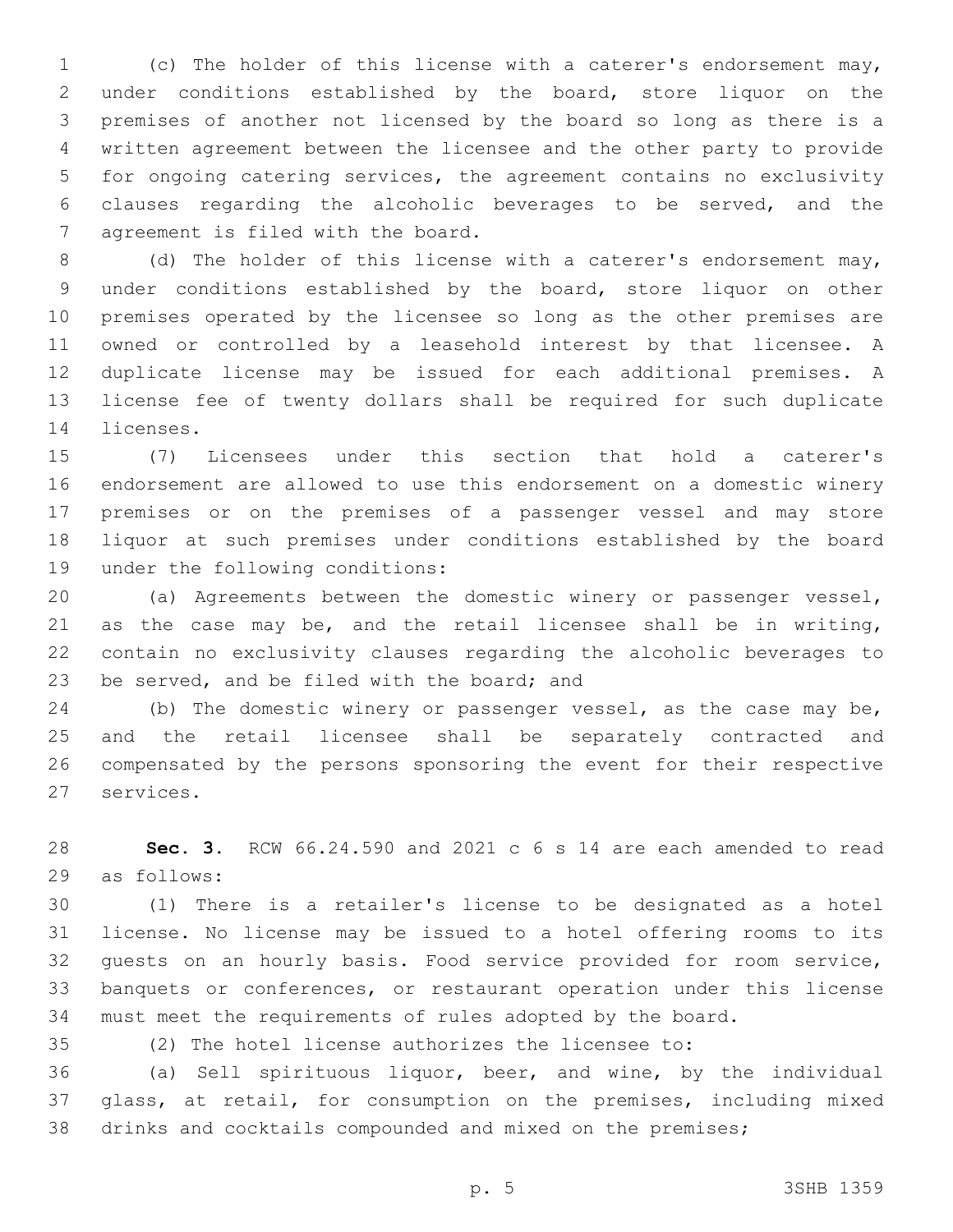(c) The holder of this license with a caterer's endorsement may, under conditions established by the board, store liquor on the premises of another not licensed by the board so long as there is a written agreement between the licensee and the other party to provide for ongoing catering services, the agreement contains no exclusivity clauses regarding the alcoholic beverages to be served, and the agreement is filed with the board.

(d) The holder of this license with a caterer's endorsement may, under conditions established by the board, store liquor on other premises operated by the licensee so long as the other premises are owned or controlled by a leasehold interest by that licensee. A duplicate license may be issued for each additional premises. A license fee of twenty dollars shall be required for such duplicate licenses.

(7) Licensees under this section that hold a caterer's endorsement are allowed to use this endorsement on a domestic winery premises or on the premises of a passenger vessel and may store liquor at such premises under conditions established by the board under the following conditions:

(a) Agreements between the domestic winery or passenger vessel, as the case may be, and the retail licensee shall be in writing, contain no exclusivity clauses regarding the alcoholic beverages to be served, and be filed with the board; and

(b) The domestic winery or passenger vessel, as the case may be, and the retail licensee shall be separately contracted and compensated by the persons sponsoring the event for their respective services.

**Sec. 3.** RCW 66.24.590 and 2021 c 6 s 14 are each amended to read as follows:

(1) There is a retailer's license to be designated as a hotel license. No license may be issued to a hotel offering rooms to its guests on an hourly basis. Food service provided for room service, banquets or conferences, or restaurant operation under this license must meet the requirements of rules adopted by the board.

(2) The hotel license authorizes the licensee to:

(a) Sell spirituous liquor, beer, and wine, by the individual glass, at retail, for consumption on the premises, including mixed drinks and cocktails compounded and mixed on the premises;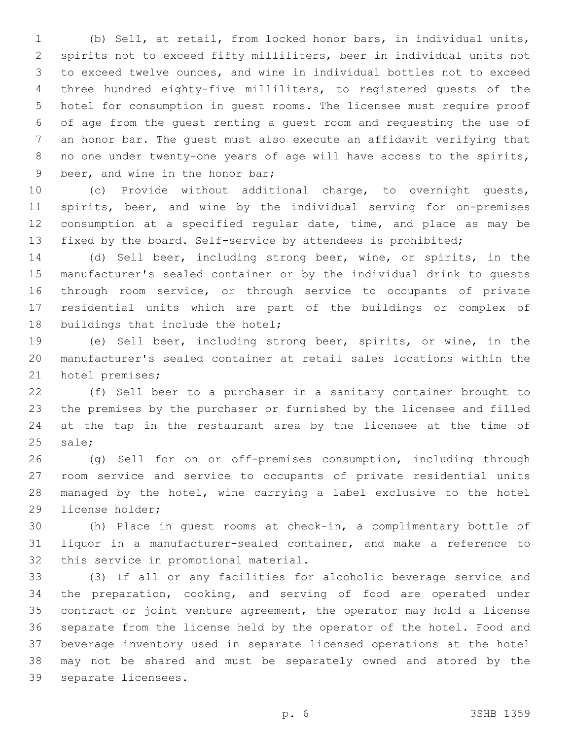(b) Sell, at retail, from locked honor bars, in individual units, spirits not to exceed fifty milliliters, beer in individual units not to exceed twelve ounces, and wine in individual bottles not to exceed three hundred eighty-five milliliters, to registered guests of the hotel for consumption in guest rooms. The licensee must require proof of age from the guest renting a guest room and requesting the use of an honor bar. The guest must also execute an affidavit verifying that no one under twenty-one years of age will have access to the spirits, beer, and wine in the honor bar;

(c) Provide without additional charge, to overnight guests, spirits, beer, and wine by the individual serving for on-premises consumption at a specified regular date, time, and place as may be fixed by the board. Self-service by attendees is prohibited;

(d) Sell beer, including strong beer, wine, or spirits, in the manufacturer's sealed container or by the individual drink to guests through room service, or through service to occupants of private residential units which are part of the buildings or complex of buildings that include the hotel;

(e) Sell beer, including strong beer, spirits, or wine, in the manufacturer's sealed container at retail sales locations within the hotel premises;

(f) Sell beer to a purchaser in a sanitary container brought to the premises by the purchaser or furnished by the licensee and filled at the tap in the restaurant area by the licensee at the time of sale;

(g) Sell for on or off-premises consumption, including through room service and service to occupants of private residential units managed by the hotel, wine carrying a label exclusive to the hotel license holder;

(h) Place in guest rooms at check-in, a complimentary bottle of liquor in a manufacturer-sealed container, and make a reference to this service in promotional material.

(3) If all or any facilities for alcoholic beverage service and the preparation, cooking, and serving of food are operated under contract or joint venture agreement, the operator may hold a license separate from the license held by the operator of the hotel. Food and beverage inventory used in separate licensed operations at the hotel may not be shared and must be separately owned and stored by the separate licensees.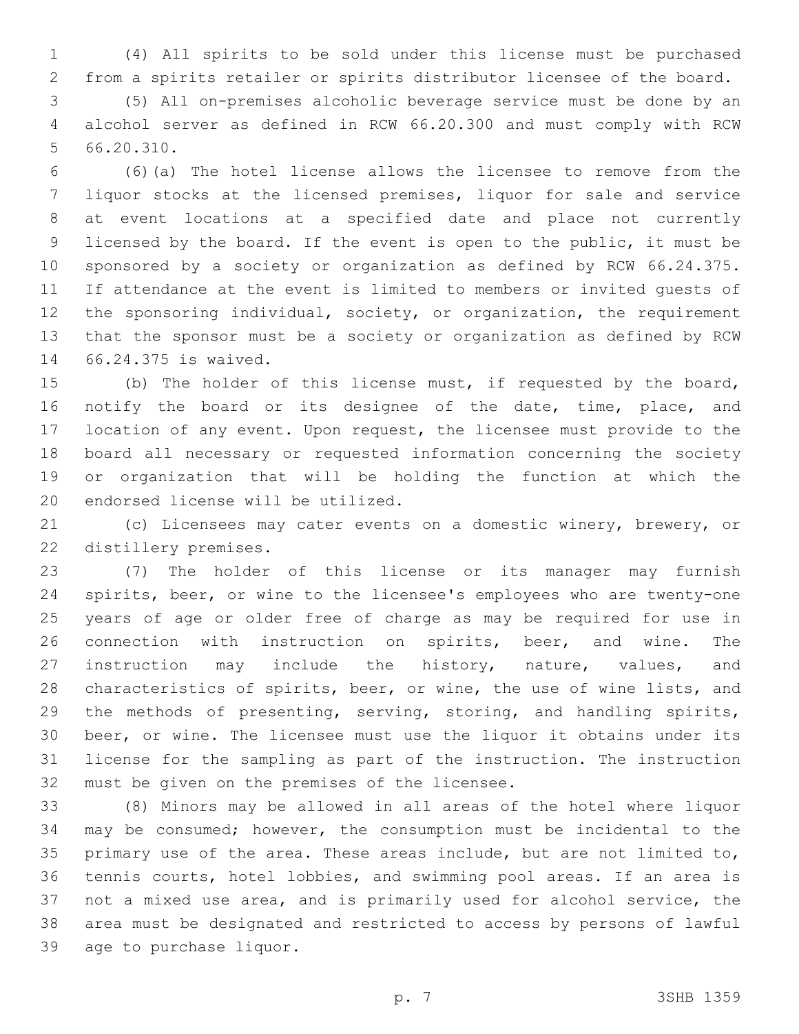(4) All spirits to be sold under this license must be purchased from a spirits retailer or spirits distributor licensee of the board.

(5) All on-premises alcoholic beverage service must be done by an alcohol server as defined in RCW 66.20.300 and must comply with RCW 66.20.310.

(6)(a) The hotel license allows the licensee to remove from the liquor stocks at the licensed premises, liquor for sale and service at event locations at a specified date and place not currently licensed by the board. If the event is open to the public, it must be sponsored by a society or organization as defined by RCW 66.24.375. If attendance at the event is limited to members or invited guests of the sponsoring individual, society, or organization, the requirement that the sponsor must be a society or organization as defined by RCW 66.24.375 is waived.

(b) The holder of this license must, if requested by the board, notify the board or its designee of the date, time, place, and location of any event. Upon request, the licensee must provide to the board all necessary or requested information concerning the society or organization that will be holding the function at which the endorsed license will be utilized.

(c) Licensees may cater events on a domestic winery, brewery, or distillery premises.

(7) The holder of this license or its manager may furnish spirits, beer, or wine to the licensee's employees who are twenty-one years of age or older free of charge as may be required for use in connection with instruction on spirits, beer, and wine. The instruction may include the history, nature, values, and characteristics of spirits, beer, or wine, the use of wine lists, and the methods of presenting, serving, storing, and handling spirits, beer, or wine. The licensee must use the liquor it obtains under its license for the sampling as part of the instruction. The instruction must be given on the premises of the licensee.

(8) Minors may be allowed in all areas of the hotel where liquor may be consumed; however, the consumption must be incidental to the primary use of the area. These areas include, but are not limited to, tennis courts, hotel lobbies, and swimming pool areas. If an area is not a mixed use area, and is primarily used for alcohol service, the area must be designated and restricted to access by persons of lawful age to purchase liquor.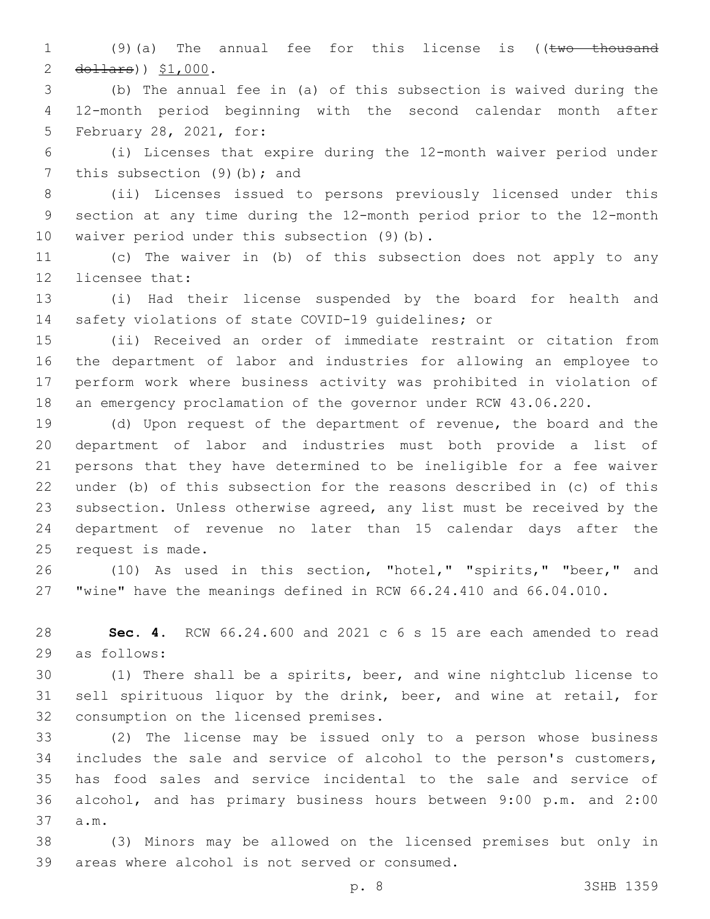(9)(a) The annual fee for this license is ((~~two thousand dollars~~)) <u>$1,000</u>.

(b) The annual fee in (a) of this subsection is waived during the 12-month period beginning with the second calendar month after February 28, 2021, for:

(i) Licenses that expire during the 12-month waiver period under this subsection (9)(b); and

(ii) Licenses issued to persons previously licensed under this section at any time during the 12-month period prior to the 12-month waiver period under this subsection (9)(b).

(c) The waiver in (b) of this subsection does not apply to any licensee that:

(i) Had their license suspended by the board for health and safety violations of state COVID-19 guidelines; or

(ii) Received an order of immediate restraint or citation from the department of labor and industries for allowing an employee to perform work where business activity was prohibited in violation of an emergency proclamation of the governor under RCW 43.06.220.

(d) Upon request of the department of revenue, the board and the department of labor and industries must both provide a list of persons that they have determined to be ineligible for a fee waiver under (b) of this subsection for the reasons described in (c) of this subsection. Unless otherwise agreed, any list must be received by the department of revenue no later than 15 calendar days after the request is made.

(10) As used in this section, "hotel," "spirits," "beer," and "wine" have the meanings defined in RCW 66.24.410 and 66.04.010.

**Sec. 4.** RCW 66.24.600 and 2021 c 6 s 15 are each amended to read as follows:

(1) There shall be a spirits, beer, and wine nightclub license to sell spirituous liquor by the drink, beer, and wine at retail, for consumption on the licensed premises.

(2) The license may be issued only to a person whose business includes the sale and service of alcohol to the person's customers, has food sales and service incidental to the sale and service of alcohol, and has primary business hours between 9:00 p.m. and 2:00 a.m.

(3) Minors may be allowed on the licensed premises but only in areas where alcohol is not served or consumed.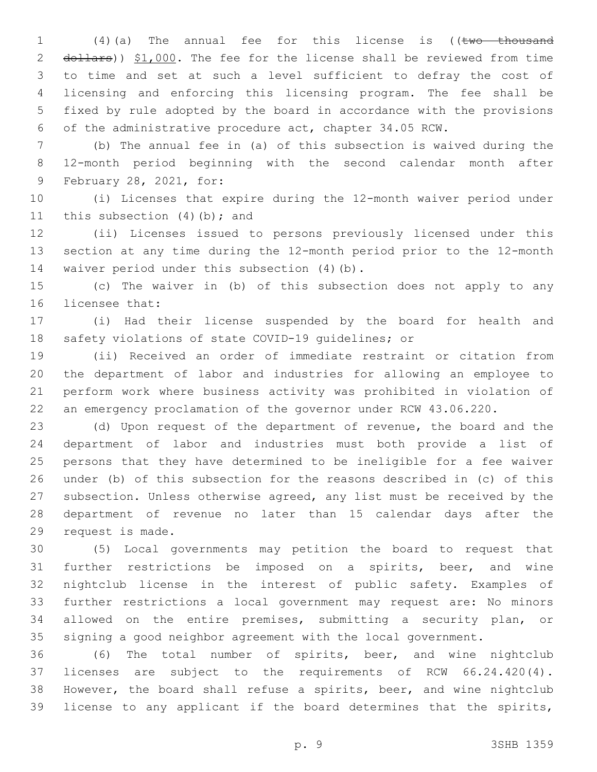(4)(a) The annual fee for this license is ((~~two thousand dollars~~)) $1,000. The fee for the license shall be reviewed from time to time and set at such a level sufficient to defray the cost of licensing and enforcing this licensing program. The fee shall be fixed by rule adopted by the board in accordance with the provisions of the administrative procedure act, chapter 34.05 RCW.

(b) The annual fee in (a) of this subsection is waived during the 12-month period beginning with the second calendar month after February 28, 2021, for:

(i) Licenses that expire during the 12-month waiver period under this subsection (4)(b); and

(ii) Licenses issued to persons previously licensed under this section at any time during the 12-month period prior to the 12-month waiver period under this subsection (4)(b).

(c) The waiver in (b) of this subsection does not apply to any licensee that:

(i) Had their license suspended by the board for health and safety violations of state COVID-19 guidelines; or

(ii) Received an order of immediate restraint or citation from the department of labor and industries for allowing an employee to perform work where business activity was prohibited in violation of an emergency proclamation of the governor under RCW 43.06.220.

(d) Upon request of the department of revenue, the board and the department of labor and industries must both provide a list of persons that they have determined to be ineligible for a fee waiver under (b) of this subsection for the reasons described in (c) of this subsection. Unless otherwise agreed, any list must be received by the department of revenue no later than 15 calendar days after the request is made.

(5) Local governments may petition the board to request that further restrictions be imposed on a spirits, beer, and wine nightclub license in the interest of public safety. Examples of further restrictions a local government may request are: No minors allowed on the entire premises, submitting a security plan, or signing a good neighbor agreement with the local government.

(6) The total number of spirits, beer, and wine nightclub licenses are subject to the requirements of RCW 66.24.420(4). However, the board shall refuse a spirits, beer, and wine nightclub license to any applicant if the board determines that the spirits,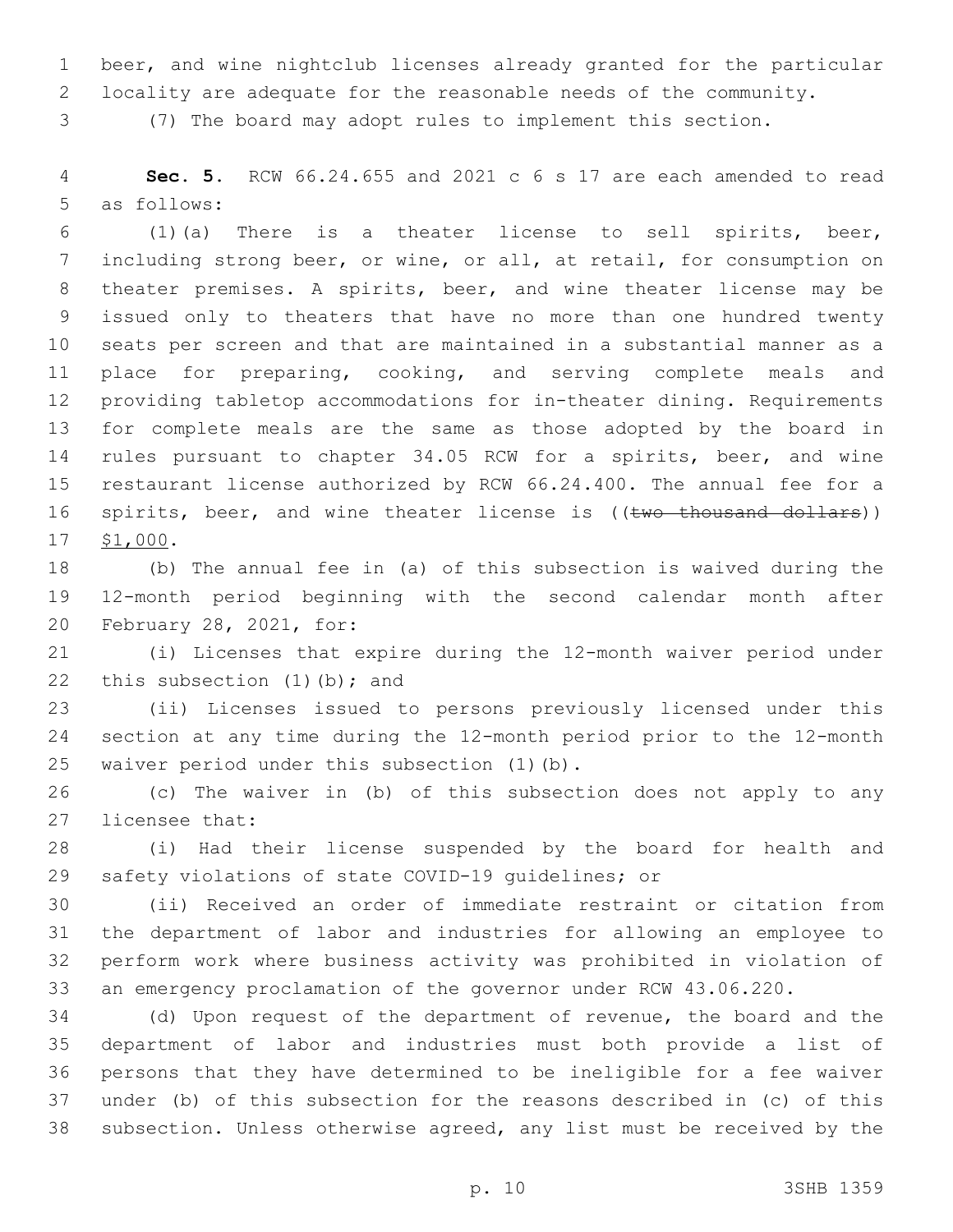beer, and wine nightclub licenses already granted for the particular locality are adequate for the reasonable needs of the community.

(7) The board may adopt rules to implement this section.

**Sec. 5.** RCW 66.24.655 and 2021 c 6 s 17 are each amended to read as follows:

(1)(a) There is a theater license to sell spirits, beer, including strong beer, or wine, or all, at retail, for consumption on theater premises. A spirits, beer, and wine theater license may be issued only to theaters that have no more than one hundred twenty seats per screen and that are maintained in a substantial manner as a place for preparing, cooking, and serving complete meals and providing tabletop accommodations for in-theater dining. Requirements for complete meals are the same as those adopted by the board in rules pursuant to chapter 34.05 RCW for a spirits, beer, and wine restaurant license authorized by RCW 66.24.400. The annual fee for a spirits, beer, and wine theater license is ((~~two thousand dollars~~)) $1,000.

(b) The annual fee in (a) of this subsection is waived during the 12-month period beginning with the second calendar month after February 28, 2021, for:

(i) Licenses that expire during the 12-month waiver period under this subsection (1)(b); and

(ii) Licenses issued to persons previously licensed under this section at any time during the 12-month period prior to the 12-month waiver period under this subsection (1)(b).

(c) The waiver in (b) of this subsection does not apply to any licensee that:

(i) Had their license suspended by the board for health and safety violations of state COVID-19 guidelines; or

(ii) Received an order of immediate restraint or citation from the department of labor and industries for allowing an employee to perform work where business activity was prohibited in violation of an emergency proclamation of the governor under RCW 43.06.220.

(d) Upon request of the department of revenue, the board and the department of labor and industries must both provide a list of persons that they have determined to be ineligible for a fee waiver under (b) of this subsection for the reasons described in (c) of this subsection. Unless otherwise agreed, any list must be received by the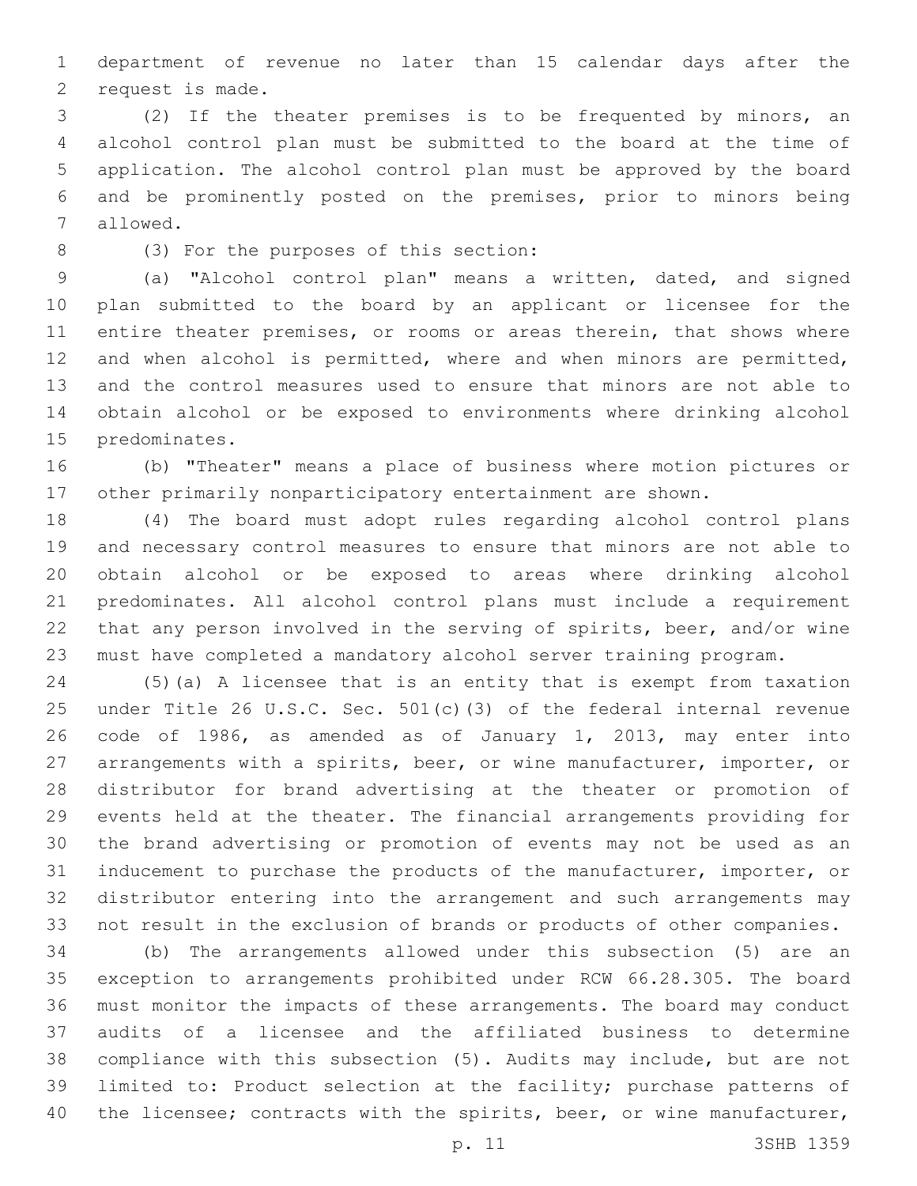department of revenue no later than 15 calendar days after the request is made.

(2) If the theater premises is to be frequented by minors, an alcohol control plan must be submitted to the board at the time of application. The alcohol control plan must be approved by the board and be prominently posted on the premises, prior to minors being allowed.

(3) For the purposes of this section:

(a) "Alcohol control plan" means a written, dated, and signed plan submitted to the board by an applicant or licensee for the entire theater premises, or rooms or areas therein, that shows where and when alcohol is permitted, where and when minors are permitted, and the control measures used to ensure that minors are not able to obtain alcohol or be exposed to environments where drinking alcohol predominates.

(b) "Theater" means a place of business where motion pictures or other primarily nonparticipatory entertainment are shown.

(4) The board must adopt rules regarding alcohol control plans and necessary control measures to ensure that minors are not able to obtain alcohol or be exposed to areas where drinking alcohol predominates. All alcohol control plans must include a requirement that any person involved in the serving of spirits, beer, and/or wine must have completed a mandatory alcohol server training program.

(5)(a) A licensee that is an entity that is exempt from taxation under Title 26 U.S.C. Sec. 501(c)(3) of the federal internal revenue code of 1986, as amended as of January 1, 2013, may enter into arrangements with a spirits, beer, or wine manufacturer, importer, or distributor for brand advertising at the theater or promotion of events held at the theater. The financial arrangements providing for the brand advertising or promotion of events may not be used as an inducement to purchase the products of the manufacturer, importer, or distributor entering into the arrangement and such arrangements may not result in the exclusion of brands or products of other companies.

(b) The arrangements allowed under this subsection (5) are an exception to arrangements prohibited under RCW 66.28.305. The board must monitor the impacts of these arrangements. The board may conduct audits of a licensee and the affiliated business to determine compliance with this subsection (5). Audits may include, but are not limited to: Product selection at the facility; purchase patterns of the licensee; contracts with the spirits, beer, or wine manufacturer,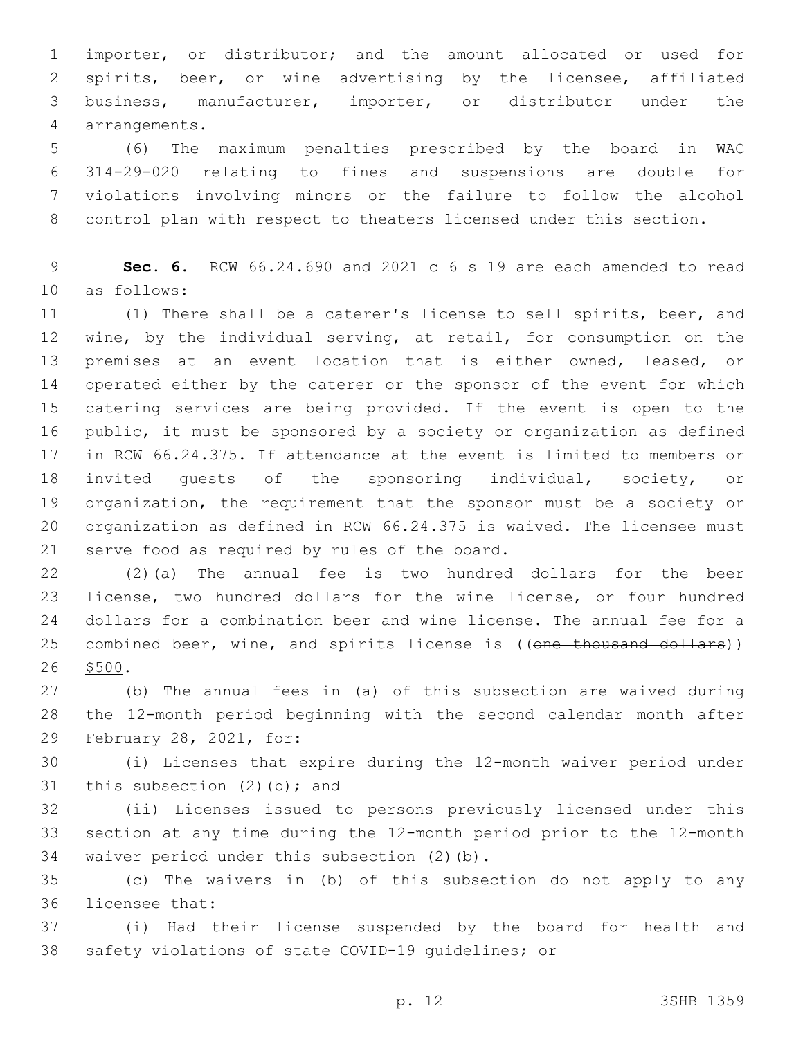importer, or distributor; and the amount allocated or used for spirits, beer, or wine advertising by the licensee, affiliated business, manufacturer, importer, or distributor under the arrangements.

(6) The maximum penalties prescribed by the board in WAC 314-29-020 relating to fines and suspensions are double for violations involving minors or the failure to follow the alcohol control plan with respect to theaters licensed under this section.

**Sec. 6.** RCW 66.24.690 and 2021 c 6 s 19 are each amended to read as follows:

(1) There shall be a caterer's license to sell spirits, beer, and wine, by the individual serving, at retail, for consumption on the premises at an event location that is either owned, leased, or operated either by the caterer or the sponsor of the event for which catering services are being provided. If the event is open to the public, it must be sponsored by a society or organization as defined in RCW 66.24.375. If attendance at the event is limited to members or invited guests of the sponsoring individual, society, or organization, the requirement that the sponsor must be a society or organization as defined in RCW 66.24.375 is waived. The licensee must serve food as required by rules of the board.

(2)(a) The annual fee is two hundred dollars for the beer license, two hundred dollars for the wine license, or four hundred dollars for a combination beer and wine license. The annual fee for a combined beer, wine, and spirits license is ((~~one thousand dollars~~)) <u>$500</u>.

(b) The annual fees in (a) of this subsection are waived during the 12-month period beginning with the second calendar month after February 28, 2021, for:

(i) Licenses that expire during the 12-month waiver period under this subsection (2)(b); and

(ii) Licenses issued to persons previously licensed under this section at any time during the 12-month period prior to the 12-month waiver period under this subsection (2)(b).

(c) The waivers in (b) of this subsection do not apply to any licensee that:

(i) Had their license suspended by the board for health and safety violations of state COVID-19 guidelines; or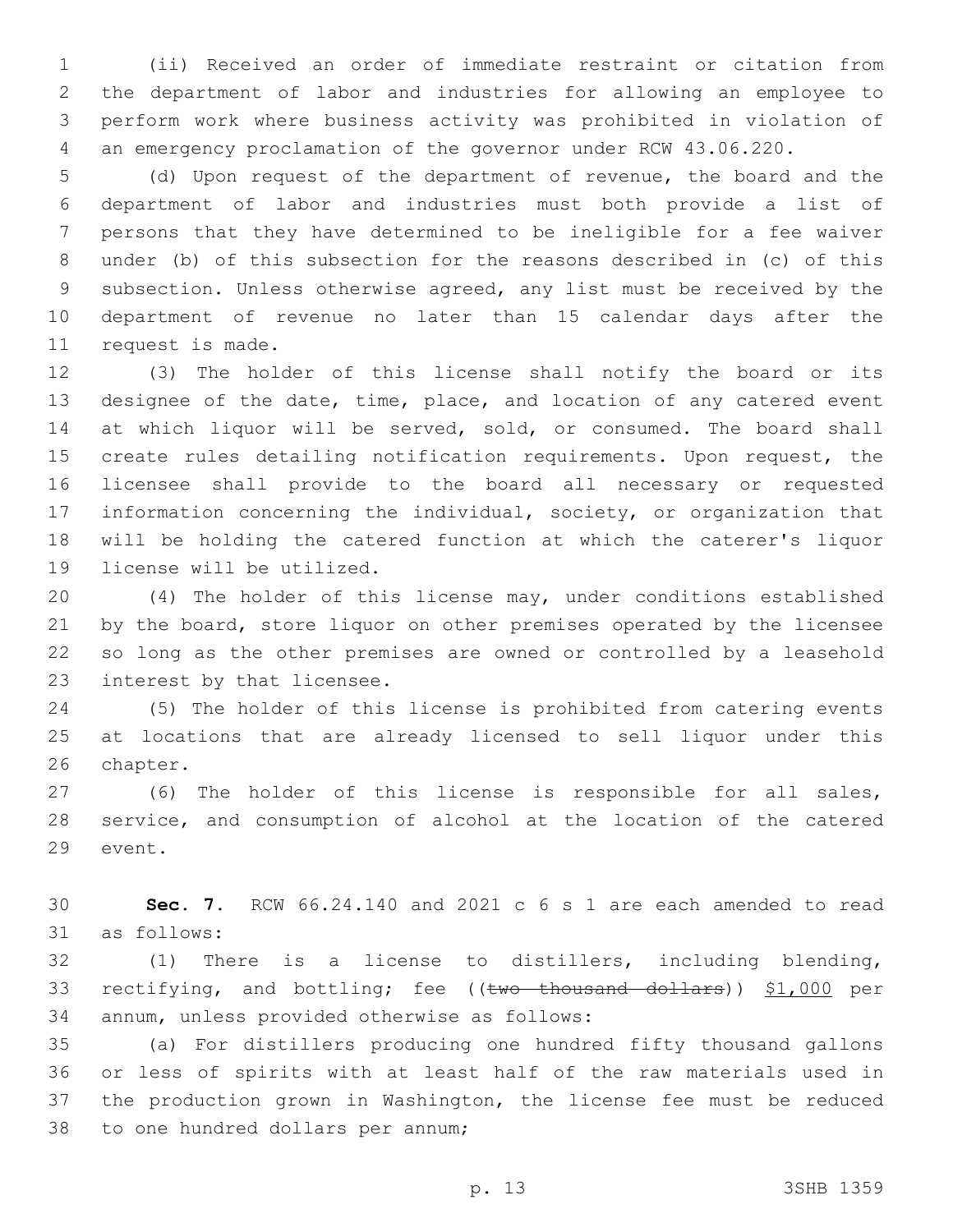(ii) Received an order of immediate restraint or citation from the department of labor and industries for allowing an employee to perform work where business activity was prohibited in violation of an emergency proclamation of the governor under RCW 43.06.220.

(d) Upon request of the department of revenue, the board and the department of labor and industries must both provide a list of persons that they have determined to be ineligible for a fee waiver under (b) of this subsection for the reasons described in (c) of this subsection. Unless otherwise agreed, any list must be received by the department of revenue no later than 15 calendar days after the request is made.

(3) The holder of this license shall notify the board or its designee of the date, time, place, and location of any catered event at which liquor will be served, sold, or consumed. The board shall create rules detailing notification requirements. Upon request, the licensee shall provide to the board all necessary or requested information concerning the individual, society, or organization that will be holding the catered function at which the caterer's liquor license will be utilized.

(4) The holder of this license may, under conditions established by the board, store liquor on other premises operated by the licensee so long as the other premises are owned or controlled by a leasehold interest by that licensee.

(5) The holder of this license is prohibited from catering events at locations that are already licensed to sell liquor under this chapter.

(6) The holder of this license is responsible for all sales, service, and consumption of alcohol at the location of the catered event.

**Sec. 7.** RCW 66.24.140 and 2021 c 6 s 1 are each amended to read as follows:

(1) There is a license to distillers, including blending, rectifying, and bottling; fee ((~~two thousand dollars~~)) <u>$1,000</u> per annum, unless provided otherwise as follows:

(a) For distillers producing one hundred fifty thousand gallons or less of spirits with at least half of the raw materials used in the production grown in Washington, the license fee must be reduced to one hundred dollars per annum;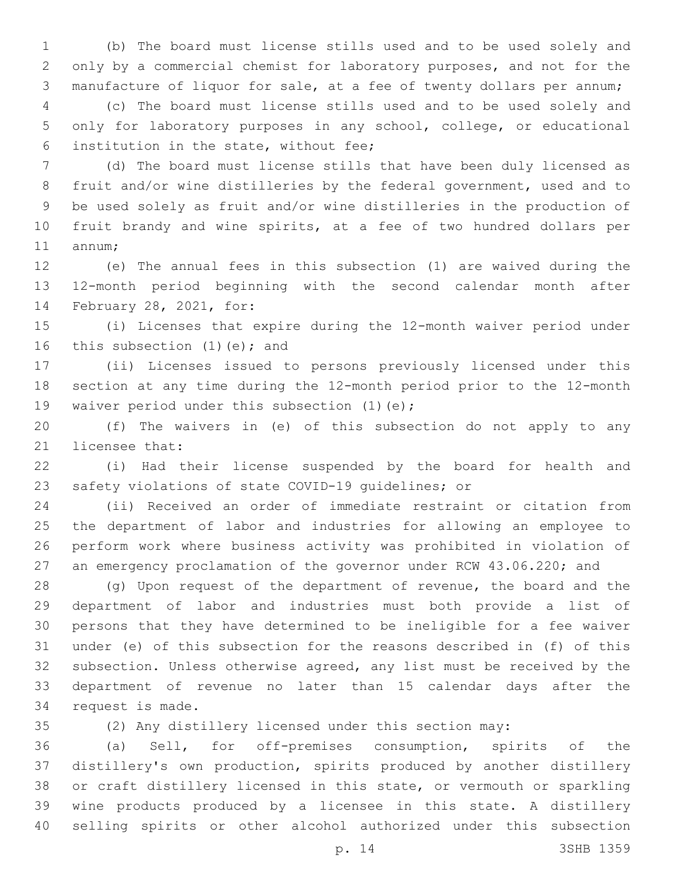(b) The board must license stills used and to be used solely and only by a commercial chemist for laboratory purposes, and not for the manufacture of liquor for sale, at a fee of twenty dollars per annum;

(c) The board must license stills used and to be used solely and only for laboratory purposes in any school, college, or educational institution in the state, without fee;

(d) The board must license stills that have been duly licensed as fruit and/or wine distilleries by the federal government, used and to be used solely as fruit and/or wine distilleries in the production of fruit brandy and wine spirits, at a fee of two hundred dollars per annum;

(e) The annual fees in this subsection (1) are waived during the 12-month period beginning with the second calendar month after February 28, 2021, for:

(i) Licenses that expire during the 12-month waiver period under this subsection (1)(e); and

(ii) Licenses issued to persons previously licensed under this section at any time during the 12-month period prior to the 12-month waiver period under this subsection (1)(e);

(f) The waivers in (e) of this subsection do not apply to any licensee that:

(i) Had their license suspended by the board for health and safety violations of state COVID-19 guidelines; or

(ii) Received an order of immediate restraint or citation from the department of labor and industries for allowing an employee to perform work where business activity was prohibited in violation of an emergency proclamation of the governor under RCW 43.06.220; and

(g) Upon request of the department of revenue, the board and the department of labor and industries must both provide a list of persons that they have determined to be ineligible for a fee waiver under (e) of this subsection for the reasons described in (f) of this subsection. Unless otherwise agreed, any list must be received by the department of revenue no later than 15 calendar days after the request is made.

(2) Any distillery licensed under this section may:

(a) Sell, for off-premises consumption, spirits of the distillery's own production, spirits produced by another distillery or craft distillery licensed in this state, or vermouth or sparkling wine products produced by a licensee in this state. A distillery selling spirits or other alcohol authorized under this subsection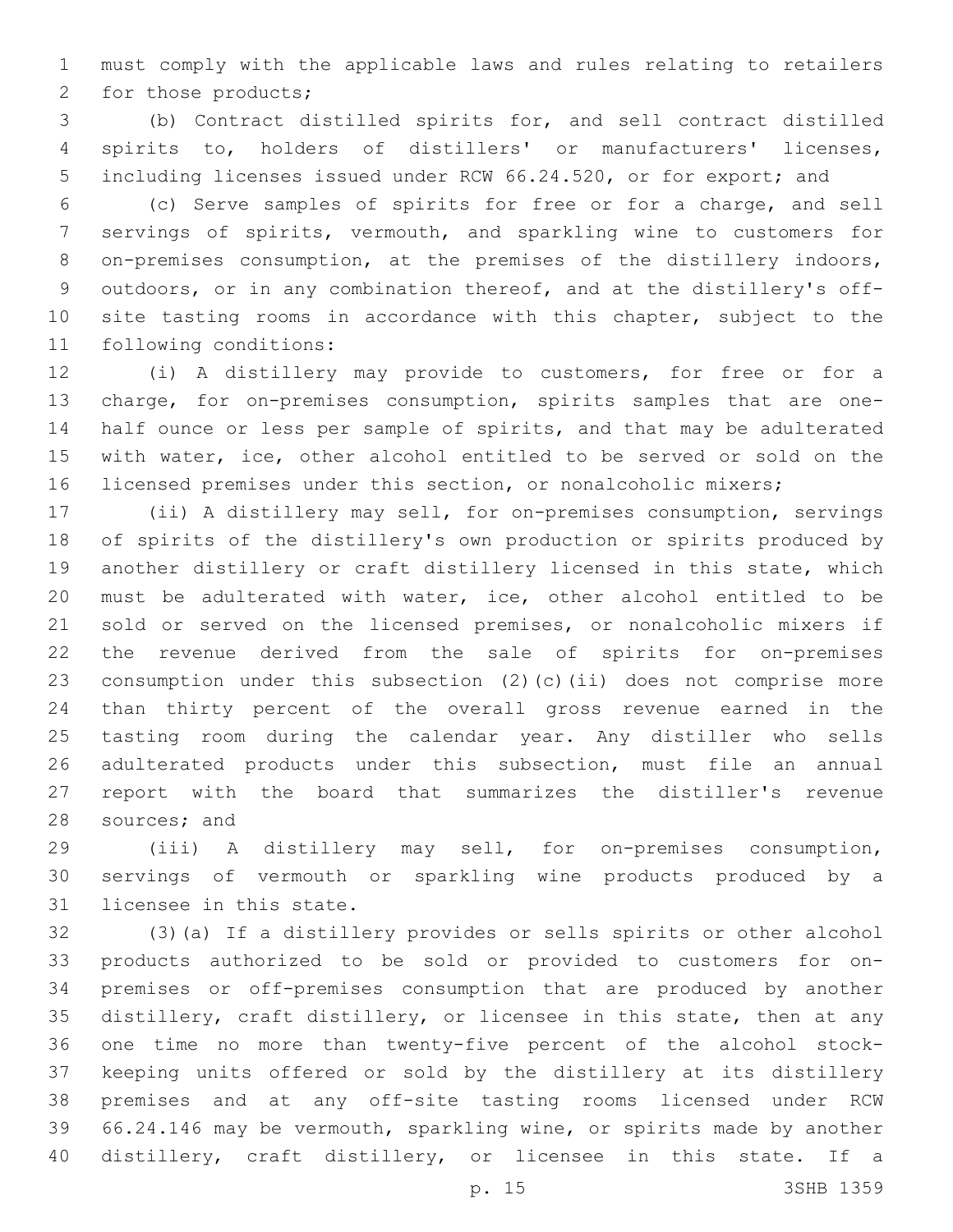must comply with the applicable laws and rules relating to retailers for those products;

(b) Contract distilled spirits for, and sell contract distilled spirits to, holders of distillers' or manufacturers' licenses, including licenses issued under RCW 66.24.520, or for export; and

(c) Serve samples of spirits for free or for a charge, and sell servings of spirits, vermouth, and sparkling wine to customers for on-premises consumption, at the premises of the distillery indoors, outdoors, or in any combination thereof, and at the distillery's off-site tasting rooms in accordance with this chapter, subject to the following conditions:

(i) A distillery may provide to customers, for free or for a charge, for on-premises consumption, spirits samples that are one-half ounce or less per sample of spirits, and that may be adulterated with water, ice, other alcohol entitled to be served or sold on the licensed premises under this section, or nonalcoholic mixers;

(ii) A distillery may sell, for on-premises consumption, servings of spirits of the distillery's own production or spirits produced by another distillery or craft distillery licensed in this state, which must be adulterated with water, ice, other alcohol entitled to be sold or served on the licensed premises, or nonalcoholic mixers if the revenue derived from the sale of spirits for on-premises consumption under this subsection (2)(c)(ii) does not comprise more than thirty percent of the overall gross revenue earned in the tasting room during the calendar year. Any distiller who sells adulterated products under this subsection, must file an annual report with the board that summarizes the distiller's revenue sources; and

(iii) A distillery may sell, for on-premises consumption, servings of vermouth or sparkling wine products produced by a licensee in this state.

(3)(a) If a distillery provides or sells spirits or other alcohol products authorized to be sold or provided to customers for on-premises or off-premises consumption that are produced by another distillery, craft distillery, or licensee in this state, then at any one time no more than twenty-five percent of the alcohol stock-keeping units offered or sold by the distillery at its distillery premises and at any off-site tasting rooms licensed under RCW 66.24.146 may be vermouth, sparkling wine, or spirits made by another distillery, craft distillery, or licensee in this state. If a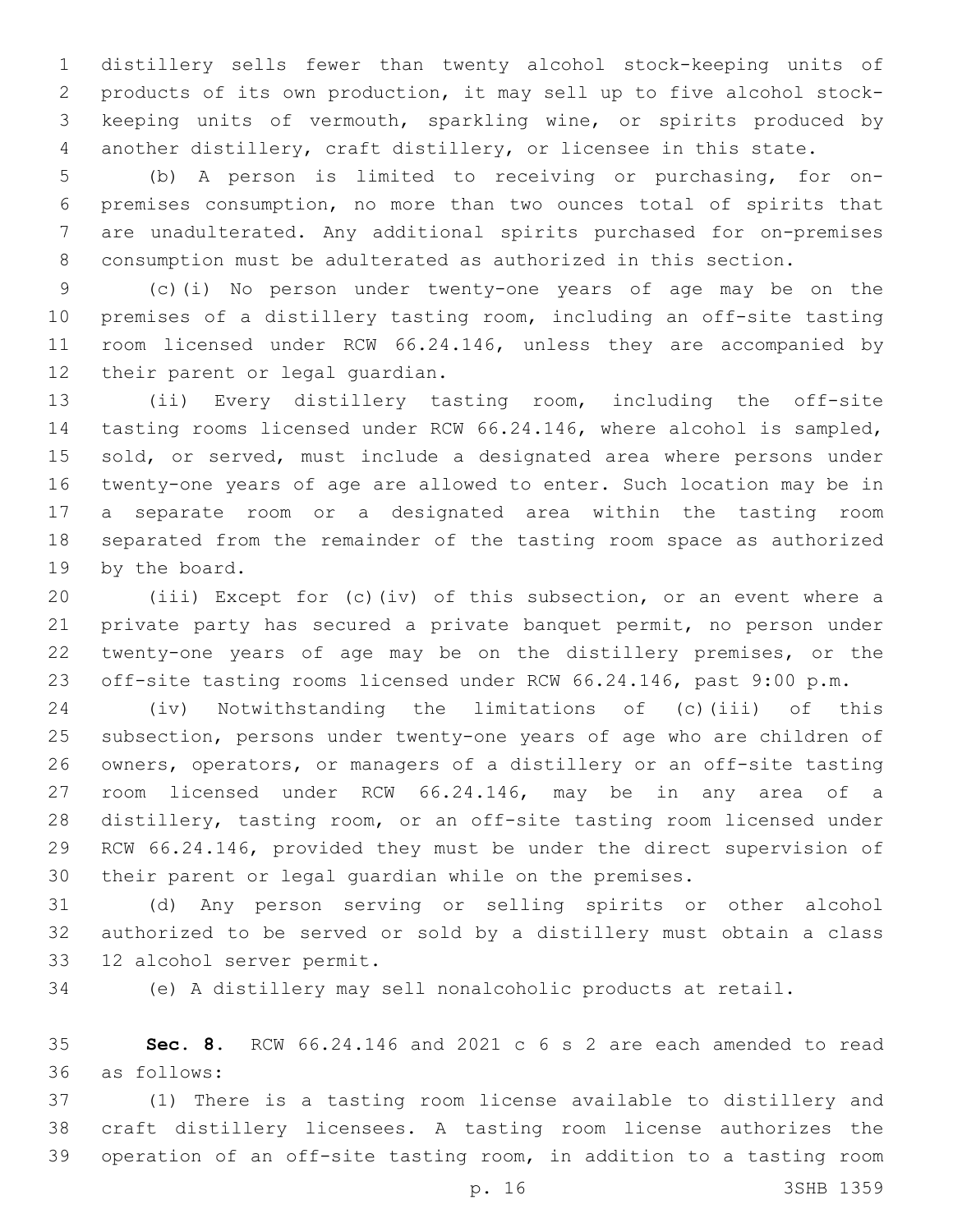distillery sells fewer than twenty alcohol stock-keeping units of products of its own production, it may sell up to five alcohol stock-keeping units of vermouth, sparkling wine, or spirits produced by another distillery, craft distillery, or licensee in this state.

(b) A person is limited to receiving or purchasing, for on-premises consumption, no more than two ounces total of spirits that are unadulterated. Any additional spirits purchased for on-premises consumption must be adulterated as authorized in this section.

(c)(i) No person under twenty-one years of age may be on the premises of a distillery tasting room, including an off-site tasting room licensed under RCW 66.24.146, unless they are accompanied by their parent or legal guardian.

(ii) Every distillery tasting room, including the off-site tasting rooms licensed under RCW 66.24.146, where alcohol is sampled, sold, or served, must include a designated area where persons under twenty-one years of age are allowed to enter. Such location may be in a separate room or a designated area within the tasting room separated from the remainder of the tasting room space as authorized by the board.

(iii) Except for (c)(iv) of this subsection, or an event where a private party has secured a private banquet permit, no person under twenty-one years of age may be on the distillery premises, or the off-site tasting rooms licensed under RCW 66.24.146, past 9:00 p.m.

(iv) Notwithstanding the limitations of (c)(iii) of this subsection, persons under twenty-one years of age who are children of owners, operators, or managers of a distillery or an off-site tasting room licensed under RCW 66.24.146, may be in any area of a distillery, tasting room, or an off-site tasting room licensed under RCW 66.24.146, provided they must be under the direct supervision of their parent or legal guardian while on the premises.

(d) Any person serving or selling spirits or other alcohol authorized to be served or sold by a distillery must obtain a class 12 alcohol server permit.

(e) A distillery may sell nonalcoholic products at retail.

**Sec. 8.** RCW 66.24.146 and 2021 c 6 s 2 are each amended to read as follows:

(1) There is a tasting room license available to distillery and craft distillery licensees. A tasting room license authorizes the operation of an off-site tasting room, in addition to a tasting room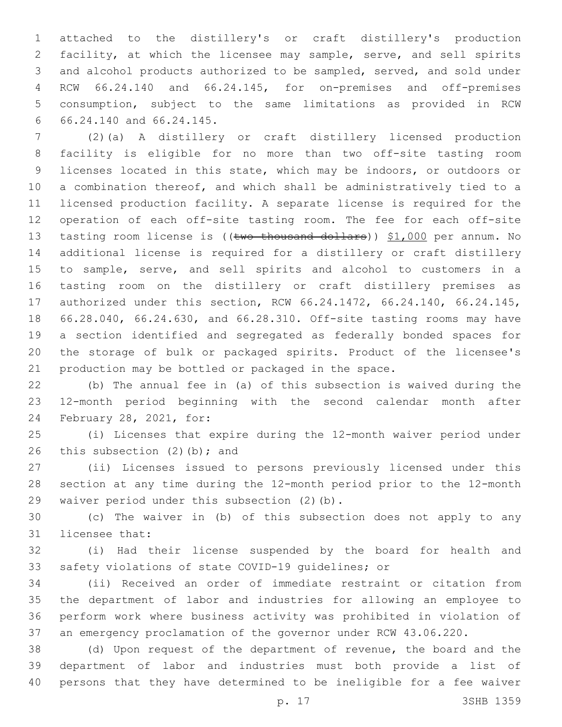attached to the distillery's or craft distillery's production facility, at which the licensee may sample, serve, and sell spirits and alcohol products authorized to be sampled, served, and sold under RCW 66.24.140 and 66.24.145, for on-premises and off-premises consumption, subject to the same limitations as provided in RCW 66.24.140 and 66.24.145.

(2)(a) A distillery or craft distillery licensed production facility is eligible for no more than two off-site tasting room licenses located in this state, which may be indoors, or outdoors or a combination thereof, and which shall be administratively tied to a licensed production facility. A separate license is required for the operation of each off-site tasting room. The fee for each off-site tasting room license is ((~~two thousand dollars~~)) <u>$1,000</u> per annum. No additional license is required for a distillery or craft distillery to sample, serve, and sell spirits and alcohol to customers in a tasting room on the distillery or craft distillery premises as authorized under this section, RCW 66.24.1472, 66.24.140, 66.24.145, 66.28.040, 66.24.630, and 66.28.310. Off-site tasting rooms may have a section identified and segregated as federally bonded spaces for the storage of bulk or packaged spirits. Product of the licensee's production may be bottled or packaged in the space.

(b) The annual fee in (a) of this subsection is waived during the 12-month period beginning with the second calendar month after February 28, 2021, for:

(i) Licenses that expire during the 12-month waiver period under this subsection (2)(b); and

(ii) Licenses issued to persons previously licensed under this section at any time during the 12-month period prior to the 12-month waiver period under this subsection (2)(b).

(c) The waiver in (b) of this subsection does not apply to any licensee that:

(i) Had their license suspended by the board for health and safety violations of state COVID-19 guidelines; or

(ii) Received an order of immediate restraint or citation from the department of labor and industries for allowing an employee to perform work where business activity was prohibited in violation of an emergency proclamation of the governor under RCW 43.06.220.

(d) Upon request of the department of revenue, the board and the department of labor and industries must both provide a list of persons that they have determined to be ineligible for a fee waiver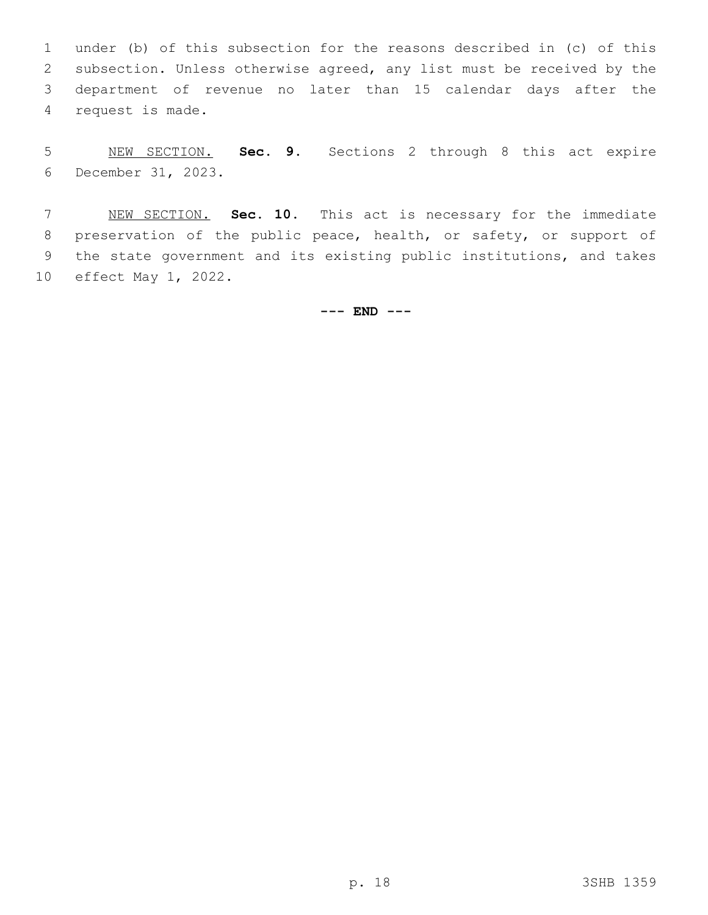under (b) of this subsection for the reasons described in (c) of this subsection. Unless otherwise agreed, any list must be received by the department of revenue no later than 15 calendar days after the request is made.

NEW SECTION. **Sec. 9.** Sections 2 through 8 this act expire December 31, 2023.

NEW SECTION. **Sec. 10.** This act is necessary for the immediate preservation of the public peace, health, or safety, or support of the state government and its existing public institutions, and takes effect May 1, 2022.

**--- END ---**